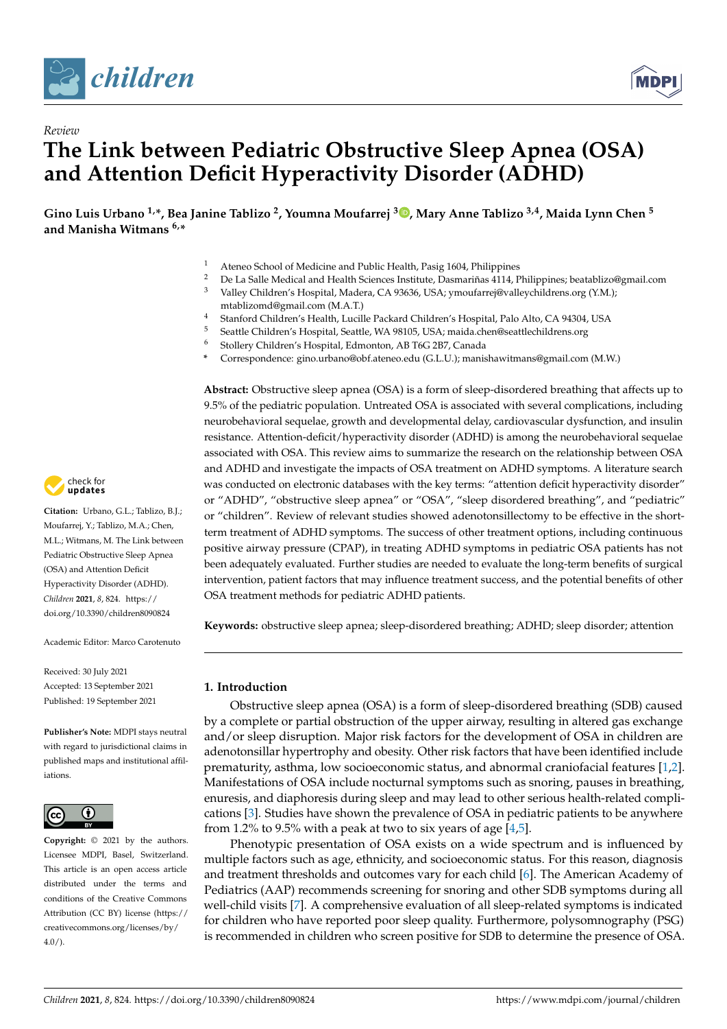*Review*

# The Link between Pediatric Obstructive Sleep Apnea (OSA) and Attention Deficit Hyperactivity Disorder (ADHD)

**Gino Luis Urbano [1,*], Bea Janine Tablizo [2], Youmna Moufarrej [3], Mary Anne Tablizo [3,4], Maida Lynn Chen [5] and Manisha Witmans [6,*]**

[1] Ateneo School of Medicine and Public Health, Pasig 1604, Philippines
[2] De La Salle Medical and Health Sciences Institute, Dasmariñas 4114, Philippines; beatablizo@gmail.com
[3] Valley Children's Hospital, Madera, CA 93636, USA; ymoufarrej@valleychildrens.org (Y.M.); mtablizomd@gmail.com (M.A.T.)
[4] Stanford Children's Health, Lucille Packard Children's Hospital, Palo Alto, CA 94304, USA
[5] Seattle Children's Hospital, Seattle, WA 98105, USA; maida.chen@seattlechildrens.org
[6] Stollery Children's Hospital, Edmonton, AB T6G 2B7, Canada
[*] Correspondence: gino.urbano@obf.ateneo.edu (G.L.U.); manishawitmans@gmail.com (M.W.)

**Abstract:** Obstructive sleep apnea (OSA) is a form of sleep-disordered breathing that affects up to 9.5% of the pediatric population. Untreated OSA is associated with several complications, including neurobehavioral sequelae, growth and developmental delay, cardiovascular dysfunction, and insulin resistance. Attention-deficit/hyperactivity disorder (ADHD) is among the neurobehavioral sequelae associated with OSA. This review aims to summarize the research on the relationship between OSA and ADHD and investigate the impacts of OSA treatment on ADHD symptoms. A literature search was conducted on electronic databases with the key terms: "attention deficit hyperactivity disorder" or "ADHD", "obstructive sleep apnea" or "OSA", "sleep disordered breathing", and "pediatric" or "children". Review of relevant studies showed adenotonsillectomy to be effective in the short-term treatment of ADHD symptoms. The success of other treatment options, including continuous positive airway pressure (CPAP), in treating ADHD symptoms in pediatric OSA patients has not been adequately evaluated. Further studies are needed to evaluate the long-term benefits of surgical intervention, patient factors that may influence treatment success, and the potential benefits of other OSA treatment methods for pediatric ADHD patients.

**Keywords:** obstructive sleep apnea; sleep-disordered breathing; ADHD; sleep disorder; attention

**Citation:** Urbano, G.L.; Tablizo, B.J.; Moufarrej, Y.; Tablizo, M.A.; Chen, M.L.; Witmans, M. The Link between Pediatric Obstructive Sleep Apnea (OSA) and Attention Deficit Hyperactivity Disorder (ADHD). *Children* **2021**, *8*, 824. https://doi.org/10.3390/children8090824

Academic Editor: Marco Carotenuto

Received: 30 July 2021
Accepted: 13 September 2021
Published: 19 September 2021

**Publisher's Note:** MDPI stays neutral with regard to jurisdictional claims in published maps and institutional affiliations.

**Copyright:** © 2021 by the authors. Licensee MDPI, Basel, Switzerland. This article is an open access article distributed under the terms and conditions of the Creative Commons Attribution (CC BY) license (https://creativecommons.org/licenses/by/4.0/).

## 1. Introduction

Obstructive sleep apnea (OSA) is a form of sleep-disordered breathing (SDB) caused by a complete or partial obstruction of the upper airway, resulting in altered gas exchange and/or sleep disruption. Major risk factors for the development of OSA in children are adenotonsillar hypertrophy and obesity. Other risk factors that have been identified include prematurity, asthma, low socioeconomic status, and abnormal craniofacial features [1,2]. Manifestations of OSA include nocturnal symptoms such as snoring, pauses in breathing, enuresis, and diaphoresis during sleep and may lead to other serious health-related complications [3]. Studies have shown the prevalence of OSA in pediatric patients to be anywhere from 1.2% to 9.5% with a peak at two to six years of age [4,5].

Phenotypic presentation of OSA exists on a wide spectrum and is influenced by multiple factors such as age, ethnicity, and socioeconomic status. For this reason, diagnosis and treatment thresholds and outcomes vary for each child [6]. The American Academy of Pediatrics (AAP) recommends screening for snoring and other SDB symptoms during all well-child visits [7]. A comprehensive evaluation of all sleep-related symptoms is indicated for children who have reported poor sleep quality. Furthermore, polysomnography (PSG) is recommended in children who screen positive for SDB to determine the presence of OSA.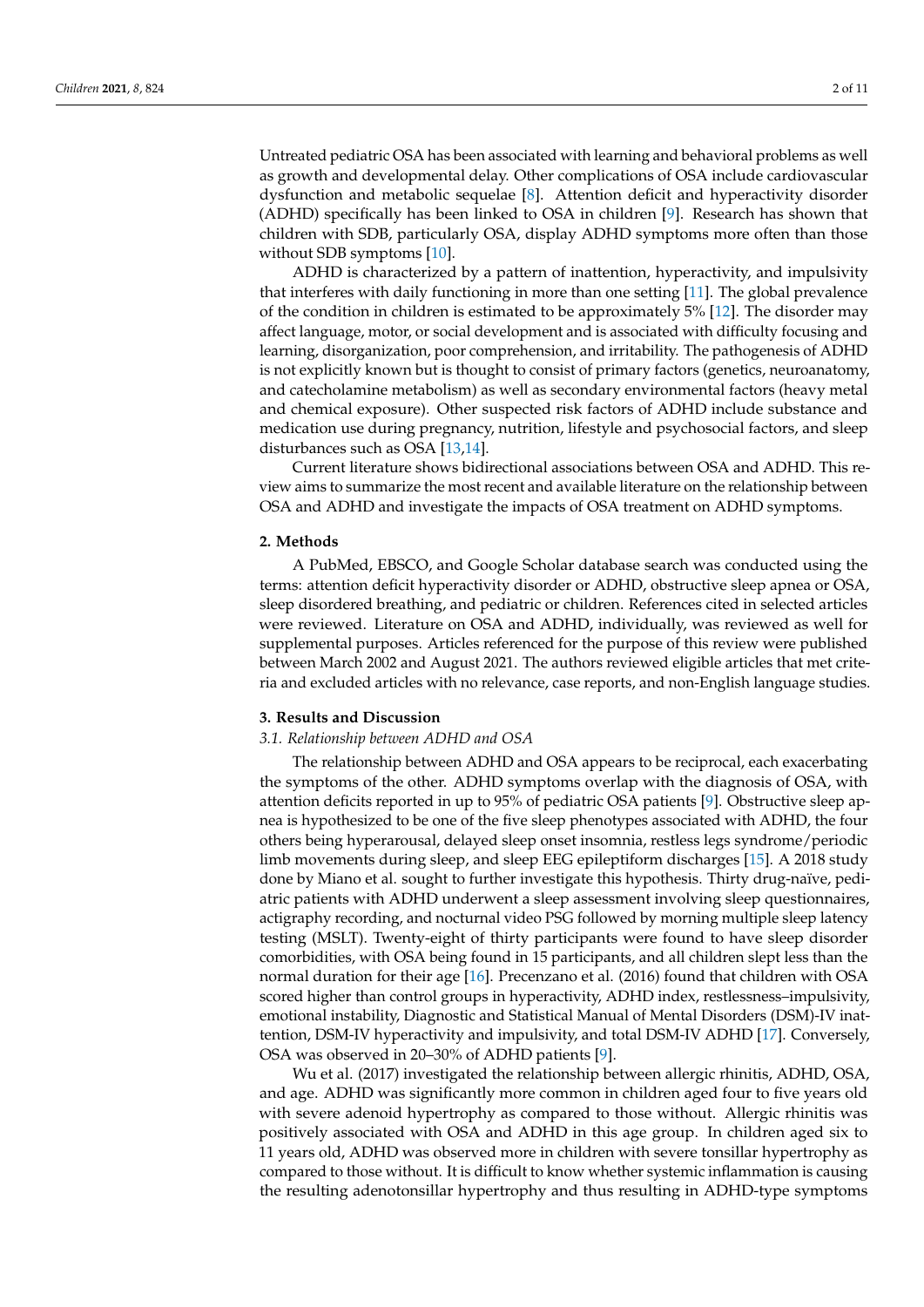Untreated pediatric OSA has been associated with learning and behavioral problems as well as growth and developmental delay. Other complications of OSA include cardiovascular dysfunction and metabolic sequelae [8]. Attention deficit and hyperactivity disorder (ADHD) specifically has been linked to OSA in children [9]. Research has shown that children with SDB, particularly OSA, display ADHD symptoms more often than those without SDB symptoms [10].

ADHD is characterized by a pattern of inattention, hyperactivity, and impulsivity that interferes with daily functioning in more than one setting [11]. The global prevalence of the condition in children is estimated to be approximately 5% [12]. The disorder may affect language, motor, or social development and is associated with difficulty focusing and learning, disorganization, poor comprehension, and irritability. The pathogenesis of ADHD is not explicitly known but is thought to consist of primary factors (genetics, neuroanatomy, and catecholamine metabolism) as well as secondary environmental factors (heavy metal and chemical exposure). Other suspected risk factors of ADHD include substance and medication use during pregnancy, nutrition, lifestyle and psychosocial factors, and sleep disturbances such as OSA [13,14].

Current literature shows bidirectional associations between OSA and ADHD. This review aims to summarize the most recent and available literature on the relationship between OSA and ADHD and investigate the impacts of OSA treatment on ADHD symptoms.

## 2. Methods

A PubMed, EBSCO, and Google Scholar database search was conducted using the terms: attention deficit hyperactivity disorder or ADHD, obstructive sleep apnea or OSA, sleep disordered breathing, and pediatric or children. References cited in selected articles were reviewed. Literature on OSA and ADHD, individually, was reviewed as well for supplemental purposes. Articles referenced for the purpose of this review were published between March 2002 and August 2021. The authors reviewed eligible articles that met criteria and excluded articles with no relevance, case reports, and non-English language studies.

## 3. Results and Discussion

### 3.1. Relationship between ADHD and OSA

The relationship between ADHD and OSA appears to be reciprocal, each exacerbating the symptoms of the other. ADHD symptoms overlap with the diagnosis of OSA, with attention deficits reported in up to 95% of pediatric OSA patients [9]. Obstructive sleep apnea is hypothesized to be one of the five sleep phenotypes associated with ADHD, the four others being hyperarousal, delayed sleep onset insomnia, restless legs syndrome/periodic limb movements during sleep, and sleep EEG epileptiform discharges [15]. A 2018 study done by Miano et al. sought to further investigate this hypothesis. Thirty drug-naïve, pediatric patients with ADHD underwent a sleep assessment involving sleep questionnaires, actigraphy recording, and nocturnal video PSG followed by morning multiple sleep latency testing (MSLT). Twenty-eight of thirty participants were found to have sleep disorder comorbidities, with OSA being found in 15 participants, and all children slept less than the normal duration for their age [16]. Precenzano et al. (2016) found that children with OSA scored higher than control groups in hyperactivity, ADHD index, restlessness–impulsivity, emotional instability, Diagnostic and Statistical Manual of Mental Disorders (DSM)-IV inattention, DSM-IV hyperactivity and impulsivity, and total DSM-IV ADHD [17]. Conversely, OSA was observed in 20–30% of ADHD patients [9].

Wu et al. (2017) investigated the relationship between allergic rhinitis, ADHD, OSA, and age. ADHD was significantly more common in children aged four to five years old with severe adenoid hypertrophy as compared to those without. Allergic rhinitis was positively associated with OSA and ADHD in this age group. In children aged six to 11 years old, ADHD was observed more in children with severe tonsillar hypertrophy as compared to those without. It is difficult to know whether systemic inflammation is causing the resulting adenotonsillar hypertrophy and thus resulting in ADHD-type symptoms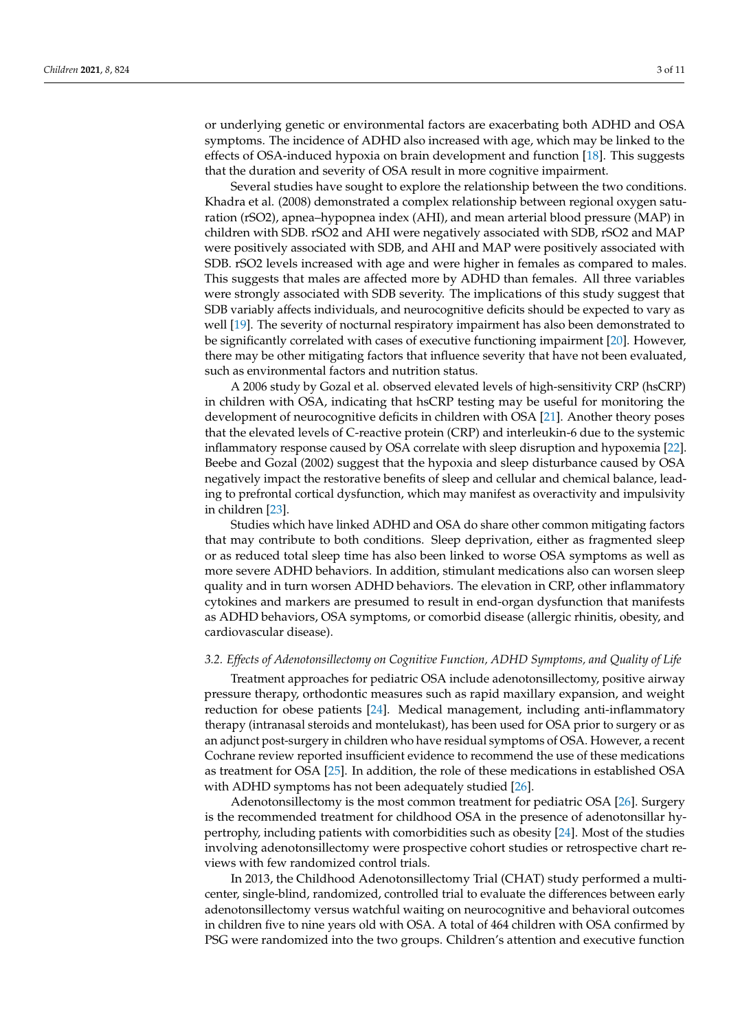or underlying genetic or environmental factors are exacerbating both ADHD and OSA symptoms. The incidence of ADHD also increased with age, which may be linked to the effects of OSA-induced hypoxia on brain development and function [18]. This suggests that the duration and severity of OSA result in more cognitive impairment.

Several studies have sought to explore the relationship between the two conditions. Khadra et al. (2008) demonstrated a complex relationship between regional oxygen saturation (rSO2), apnea–hypopnea index (AHI), and mean arterial blood pressure (MAP) in children with SDB. rSO2 and AHI were negatively associated with SDB, rSO2 and MAP were positively associated with SDB, and AHI and MAP were positively associated with SDB. rSO2 levels increased with age and were higher in females as compared to males. This suggests that males are affected more by ADHD than females. All three variables were strongly associated with SDB severity. The implications of this study suggest that SDB variably affects individuals, and neurocognitive deficits should be expected to vary as well [19]. The severity of nocturnal respiratory impairment has also been demonstrated to be significantly correlated with cases of executive functioning impairment [20]. However, there may be other mitigating factors that influence severity that have not been evaluated, such as environmental factors and nutrition status.

A 2006 study by Gozal et al. observed elevated levels of high-sensitivity CRP (hsCRP) in children with OSA, indicating that hsCRP testing may be useful for monitoring the development of neurocognitive deficits in children with OSA [21]. Another theory poses that the elevated levels of C-reactive protein (CRP) and interleukin-6 due to the systemic inflammatory response caused by OSA correlate with sleep disruption and hypoxemia [22]. Beebe and Gozal (2002) suggest that the hypoxia and sleep disturbance caused by OSA negatively impact the restorative benefits of sleep and cellular and chemical balance, leading to prefrontal cortical dysfunction, which may manifest as overactivity and impulsivity in children [23].

Studies which have linked ADHD and OSA do share other common mitigating factors that may contribute to both conditions. Sleep deprivation, either as fragmented sleep or as reduced total sleep time has also been linked to worse OSA symptoms as well as more severe ADHD behaviors. In addition, stimulant medications also can worsen sleep quality and in turn worsen ADHD behaviors. The elevation in CRP, other inflammatory cytokines and markers are presumed to result in end-organ dysfunction that manifests as ADHD behaviors, OSA symptoms, or comorbid disease (allergic rhinitis, obesity, and cardiovascular disease).

### *3.2. Effects of Adenotonsillectomy on Cognitive Function, ADHD Symptoms, and Quality of Life*

Treatment approaches for pediatric OSA include adenotonsillectomy, positive airway pressure therapy, orthodontic measures such as rapid maxillary expansion, and weight reduction for obese patients [24]. Medical management, including anti-inflammatory therapy (intranasal steroids and montelukast), has been used for OSA prior to surgery or as an adjunct post-surgery in children who have residual symptoms of OSA. However, a recent Cochrane review reported insufficient evidence to recommend the use of these medications as treatment for OSA [25]. In addition, the role of these medications in established OSA with ADHD symptoms has not been adequately studied [26].

Adenotonsillectomy is the most common treatment for pediatric OSA [26]. Surgery is the recommended treatment for childhood OSA in the presence of adenotonsillar hypertrophy, including patients with comorbidities such as obesity [24]. Most of the studies involving adenotonsillectomy were prospective cohort studies or retrospective chart reviews with few randomized control trials.

In 2013, the Childhood Adenotonsillectomy Trial (CHAT) study performed a multicenter, single-blind, randomized, controlled trial to evaluate the differences between early adenotonsillectomy versus watchful waiting on neurocognitive and behavioral outcomes in children five to nine years old with OSA. A total of 464 children with OSA confirmed by PSG were randomized into the two groups. Children's attention and executive function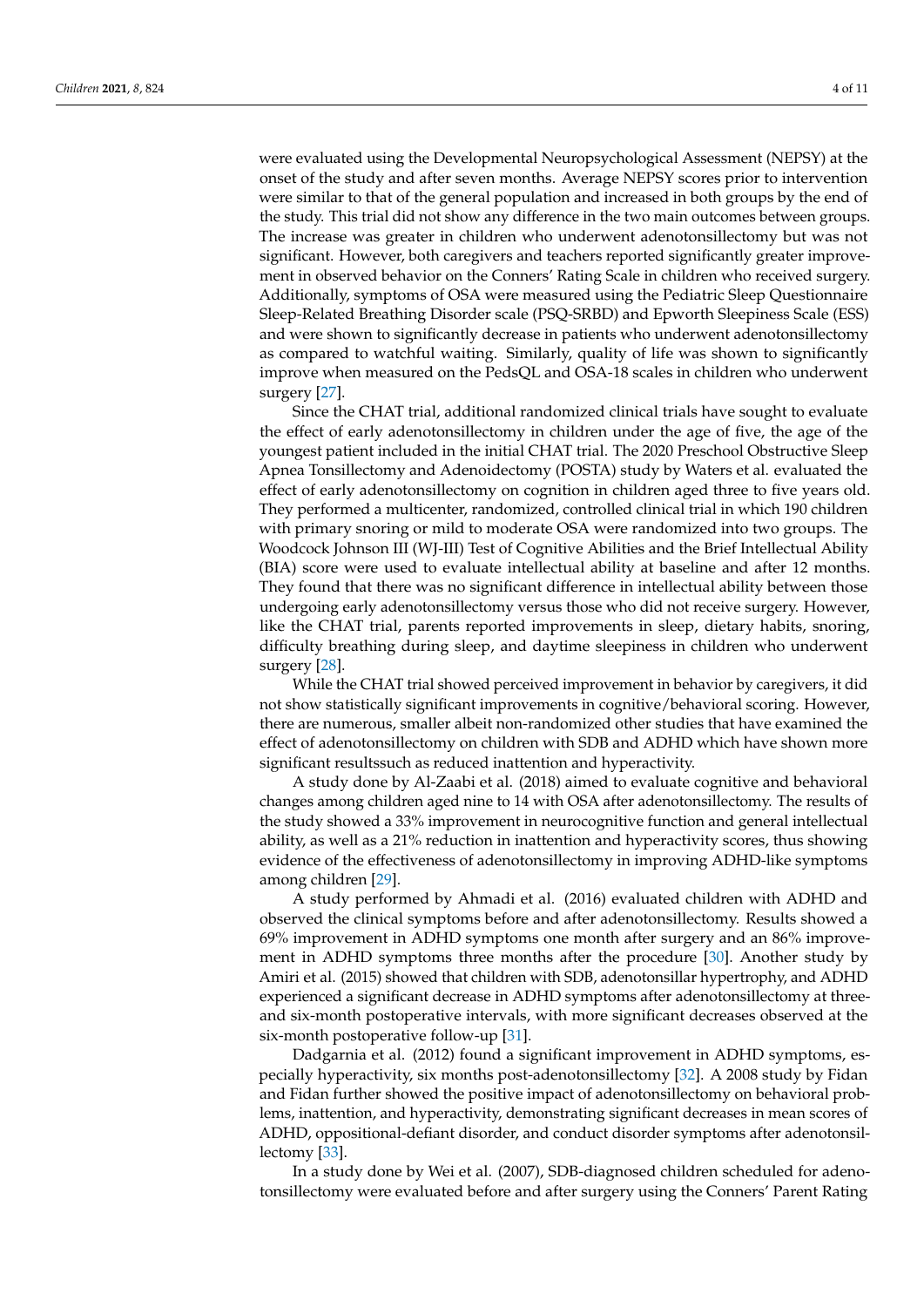were evaluated using the Developmental Neuropsychological Assessment (NEPSY) at the onset of the study and after seven months. Average NEPSY scores prior to intervention were similar to that of the general population and increased in both groups by the end of the study. This trial did not show any difference in the two main outcomes between groups. The increase was greater in children who underwent adenotonsillectomy but was not significant. However, both caregivers and teachers reported significantly greater improvement in observed behavior on the Conners' Rating Scale in children who received surgery. Additionally, symptoms of OSA were measured using the Pediatric Sleep Questionnaire Sleep-Related Breathing Disorder scale (PSQ-SRBD) and Epworth Sleepiness Scale (ESS) and were shown to significantly decrease in patients who underwent adenotonsillectomy as compared to watchful waiting. Similarly, quality of life was shown to significantly improve when measured on the PedsQL and OSA-18 scales in children who underwent surgery [27].

Since the CHAT trial, additional randomized clinical trials have sought to evaluate the effect of early adenotonsillectomy in children under the age of five, the age of the youngest patient included in the initial CHAT trial. The 2020 Preschool Obstructive Sleep Apnea Tonsillectomy and Adenoidectomy (POSTA) study by Waters et al. evaluated the effect of early adenotonsillectomy on cognition in children aged three to five years old. They performed a multicenter, randomized, controlled clinical trial in which 190 children with primary snoring or mild to moderate OSA were randomized into two groups. The Woodcock Johnson III (WJ-III) Test of Cognitive Abilities and the Brief Intellectual Ability (BIA) score were used to evaluate intellectual ability at baseline and after 12 months. They found that there was no significant difference in intellectual ability between those undergoing early adenotonsillectomy versus those who did not receive surgery. However, like the CHAT trial, parents reported improvements in sleep, dietary habits, snoring, difficulty breathing during sleep, and daytime sleepiness in children who underwent surgery [28].

While the CHAT trial showed perceived improvement in behavior by caregivers, it did not show statistically significant improvements in cognitive/behavioral scoring. However, there are numerous, smaller albeit non-randomized other studies that have examined the effect of adenotonsillectomy on children with SDB and ADHD which have shown more significant resultssuch as reduced inattention and hyperactivity.

A study done by Al-Zaabi et al. (2018) aimed to evaluate cognitive and behavioral changes among children aged nine to 14 with OSA after adenotonsillectomy. The results of the study showed a 33% improvement in neurocognitive function and general intellectual ability, as well as a 21% reduction in inattention and hyperactivity scores, thus showing evidence of the effectiveness of adenotonsillectomy in improving ADHD-like symptoms among children [29].

A study performed by Ahmadi et al. (2016) evaluated children with ADHD and observed the clinical symptoms before and after adenotonsillectomy. Results showed a 69% improvement in ADHD symptoms one month after surgery and an 86% improvement in ADHD symptoms three months after the procedure [30]. Another study by Amiri et al. (2015) showed that children with SDB, adenotonsillar hypertrophy, and ADHD experienced a significant decrease in ADHD symptoms after adenotonsillectomy at three- and six-month postoperative intervals, with more significant decreases observed at the six-month postoperative follow-up [31].

Dadgarnia et al. (2012) found a significant improvement in ADHD symptoms, especially hyperactivity, six months post-adenotonsillectomy [32]. A 2008 study by Fidan and Fidan further showed the positive impact of adenotonsillectomy on behavioral problems, inattention, and hyperactivity, demonstrating significant decreases in mean scores of ADHD, oppositional-defiant disorder, and conduct disorder symptoms after adenotonsillectomy [33].

In a study done by Wei et al. (2007), SDB-diagnosed children scheduled for adenotonsillectomy were evaluated before and after surgery using the Conners' Parent Rating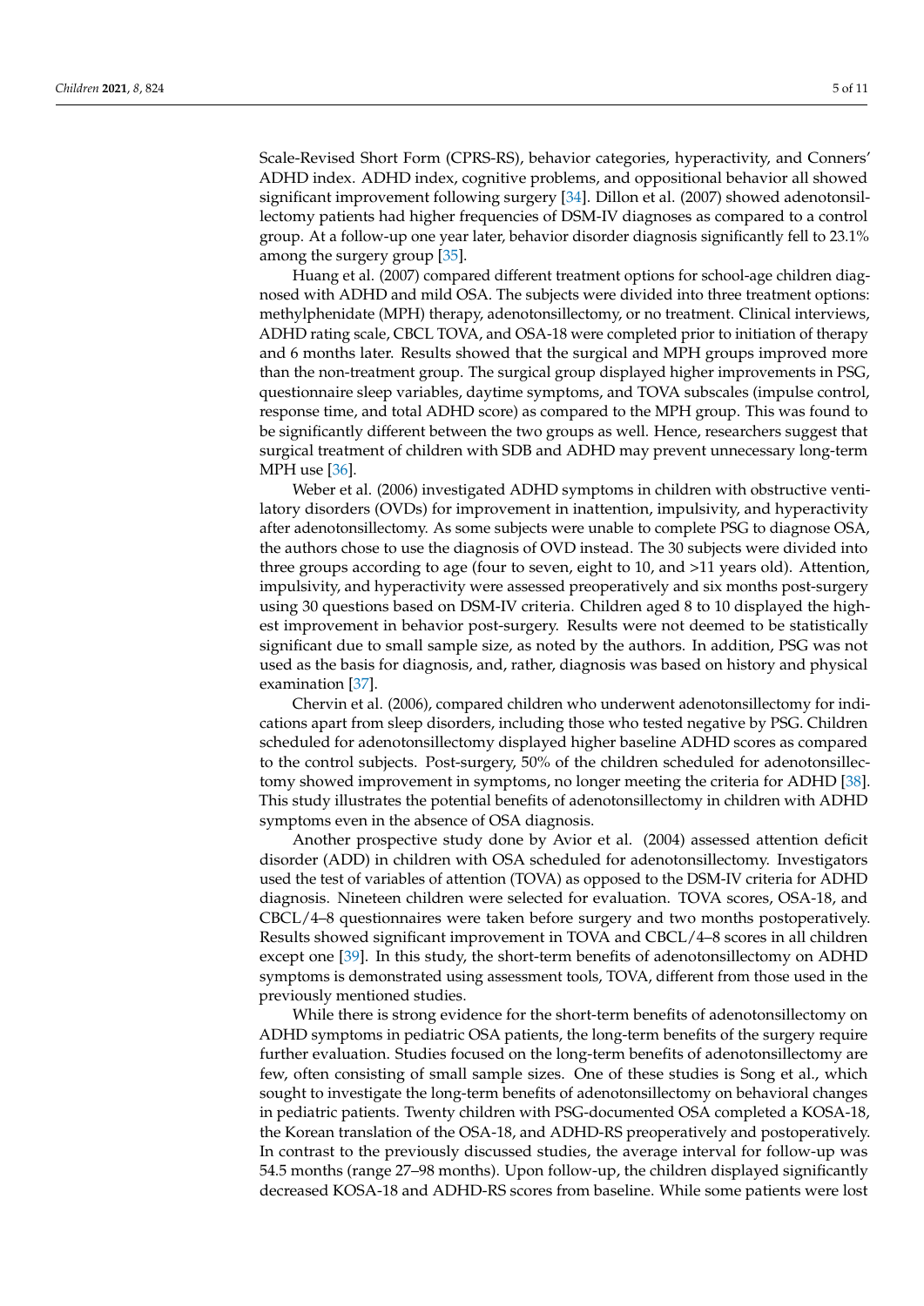Scale-Revised Short Form (CPRS-RS), behavior categories, hyperactivity, and Conners' ADHD index. ADHD index, cognitive problems, and oppositional behavior all showed significant improvement following surgery [34]. Dillon et al. (2007) showed adenotonsillectomy patients had higher frequencies of DSM-IV diagnoses as compared to a control group. At a follow-up one year later, behavior disorder diagnosis significantly fell to 23.1% among the surgery group [35].

Huang et al. (2007) compared different treatment options for school-age children diagnosed with ADHD and mild OSA. The subjects were divided into three treatment options: methylphenidate (MPH) therapy, adenotonsillectomy, or no treatment. Clinical interviews, ADHD rating scale, CBCL TOVA, and OSA-18 were completed prior to initiation of therapy and 6 months later. Results showed that the surgical and MPH groups improved more than the non-treatment group. The surgical group displayed higher improvements in PSG, questionnaire sleep variables, daytime symptoms, and TOVA subscales (impulse control, response time, and total ADHD score) as compared to the MPH group. This was found to be significantly different between the two groups as well. Hence, researchers suggest that surgical treatment of children with SDB and ADHD may prevent unnecessary long-term MPH use [36].

Weber et al. (2006) investigated ADHD symptoms in children with obstructive ventilatory disorders (OVDs) for improvement in inattention, impulsivity, and hyperactivity after adenotonsillectomy. As some subjects were unable to complete PSG to diagnose OSA, the authors chose to use the diagnosis of OVD instead. The 30 subjects were divided into three groups according to age (four to seven, eight to 10, and >11 years old). Attention, impulsivity, and hyperactivity were assessed preoperatively and six months post-surgery using 30 questions based on DSM-IV criteria. Children aged 8 to 10 displayed the highest improvement in behavior post-surgery. Results were not deemed to be statistically significant due to small sample size, as noted by the authors. In addition, PSG was not used as the basis for diagnosis, and, rather, diagnosis was based on history and physical examination [37].

Chervin et al. (2006), compared children who underwent adenotonsillectomy for indications apart from sleep disorders, including those who tested negative by PSG. Children scheduled for adenotonsillectomy displayed higher baseline ADHD scores as compared to the control subjects. Post-surgery, 50% of the children scheduled for adenotonsillectomy showed improvement in symptoms, no longer meeting the criteria for ADHD [38]. This study illustrates the potential benefits of adenotonsillectomy in children with ADHD symptoms even in the absence of OSA diagnosis.

Another prospective study done by Avior et al. (2004) assessed attention deficit disorder (ADD) in children with OSA scheduled for adenotonsillectomy. Investigators used the test of variables of attention (TOVA) as opposed to the DSM-IV criteria for ADHD diagnosis. Nineteen children were selected for evaluation. TOVA scores, OSA-18, and CBCL/4–8 questionnaires were taken before surgery and two months postoperatively. Results showed significant improvement in TOVA and CBCL/4–8 scores in all children except one [39]. In this study, the short-term benefits of adenotonsillectomy on ADHD symptoms is demonstrated using assessment tools, TOVA, different from those used in the previously mentioned studies.

While there is strong evidence for the short-term benefits of adenotonsillectomy on ADHD symptoms in pediatric OSA patients, the long-term benefits of the surgery require further evaluation. Studies focused on the long-term benefits of adenotonsillectomy are few, often consisting of small sample sizes. One of these studies is Song et al., which sought to investigate the long-term benefits of adenotonsillectomy on behavioral changes in pediatric patients. Twenty children with PSG-documented OSA completed a KOSA-18, the Korean translation of the OSA-18, and ADHD-RS preoperatively and postoperatively. In contrast to the previously discussed studies, the average interval for follow-up was 54.5 months (range 27–98 months). Upon follow-up, the children displayed significantly decreased KOSA-18 and ADHD-RS scores from baseline. While some patients were lost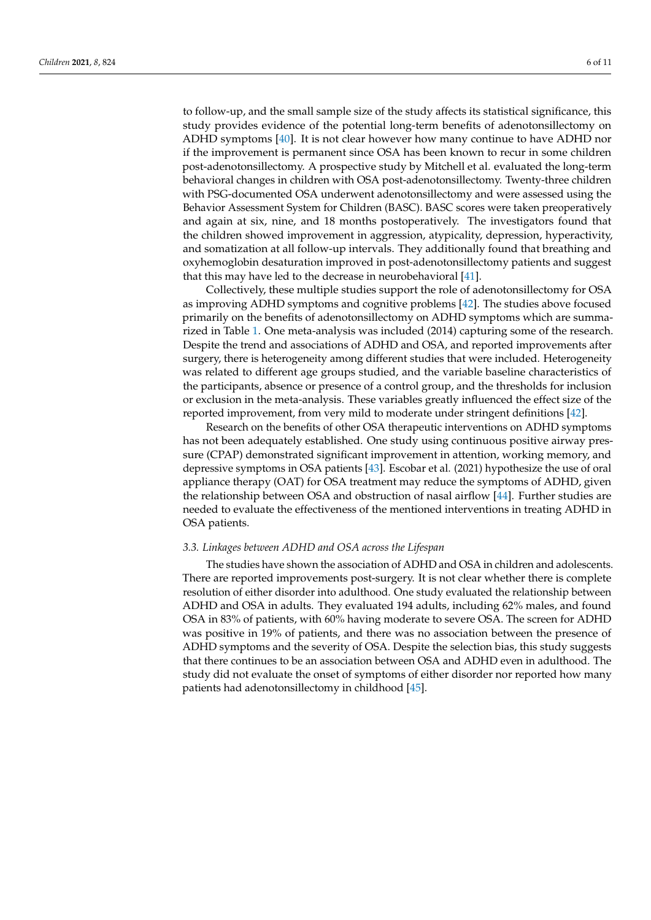to follow-up, and the small sample size of the study affects its statistical significance, this study provides evidence of the potential long-term benefits of adenotonsillectomy on ADHD symptoms [40]. It is not clear however how many continue to have ADHD nor if the improvement is permanent since OSA has been known to recur in some children post-adenotonsillectomy. A prospective study by Mitchell et al. evaluated the long-term behavioral changes in children with OSA post-adenotonsillectomy. Twenty-three children with PSG-documented OSA underwent adenotonsillectomy and were assessed using the Behavior Assessment System for Children (BASC). BASC scores were taken preoperatively and again at six, nine, and 18 months postoperatively. The investigators found that the children showed improvement in aggression, atypicality, depression, hyperactivity, and somatization at all follow-up intervals. They additionally found that breathing and oxyhemoglobin desaturation improved in post-adenotonsillectomy patients and suggest that this may have led to the decrease in neurobehavioral [41].

Collectively, these multiple studies support the role of adenotonsillectomy for OSA as improving ADHD symptoms and cognitive problems [42]. The studies above focused primarily on the benefits of adenotonsillectomy on ADHD symptoms which are summarized in Table 1. One meta-analysis was included (2014) capturing some of the research. Despite the trend and associations of ADHD and OSA, and reported improvements after surgery, there is heterogeneity among different studies that were included. Heterogeneity was related to different age groups studied, and the variable baseline characteristics of the participants, absence or presence of a control group, and the thresholds for inclusion or exclusion in the meta-analysis. These variables greatly influenced the effect size of the reported improvement, from very mild to moderate under stringent definitions [42].

Research on the benefits of other OSA therapeutic interventions on ADHD symptoms has not been adequately established. One study using continuous positive airway pressure (CPAP) demonstrated significant improvement in attention, working memory, and depressive symptoms in OSA patients [43]. Escobar et al. (2021) hypothesize the use of oral appliance therapy (OAT) for OSA treatment may reduce the symptoms of ADHD, given the relationship between OSA and obstruction of nasal airflow [44]. Further studies are needed to evaluate the effectiveness of the mentioned interventions in treating ADHD in OSA patients.

### *3.3. Linkages between ADHD and OSA across the Lifespan*

The studies have shown the association of ADHD and OSA in children and adolescents. There are reported improvements post-surgery. It is not clear whether there is complete resolution of either disorder into adulthood. One study evaluated the relationship between ADHD and OSA in adults. They evaluated 194 adults, including 62% males, and found OSA in 83% of patients, with 60% having moderate to severe OSA. The screen for ADHD was positive in 19% of patients, and there was no association between the presence of ADHD symptoms and the severity of OSA. Despite the selection bias, this study suggests that there continues to be an association between OSA and ADHD even in adulthood. The study did not evaluate the onset of symptoms of either disorder nor reported how many patients had adenotonsillectomy in childhood [45].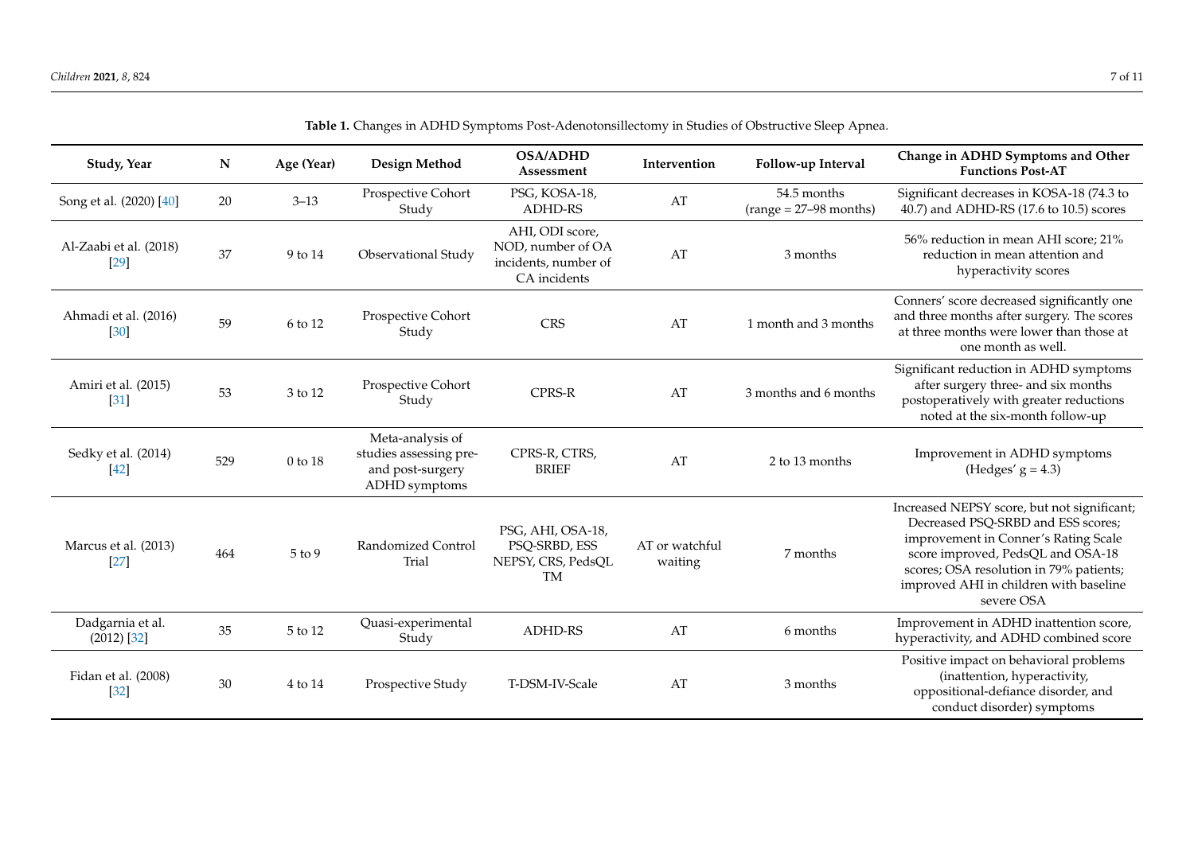**Table 1.** Changes in ADHD Symptoms Post-Adenotonsillectomy in Studies of Obstructive Sleep Apnea.

| Study, Year | N | Age (Year) | Design Method | OSA/ADHD Assessment | Intervention | Follow-up Interval | Change in ADHD Symptoms and Other Functions Post-AT |
|---|---|---|---|---|---|---|---|
| Song et al. (2020) [40] | 20 | 3–13 | Prospective Cohort Study | PSG, KOSA-18, ADHD-RS | AT | 54.5 months (range = 27–98 months) | Significant decreases in KOSA-18 (74.3 to 40.7) and ADHD-RS (17.6 to 10.5) scores |
| Al-Zaabi et al. (2018) [29] | 37 | 9 to 14 | Observational Study | AHI, ODI score, NOD, number of OA incidents, number of CA incidents | AT | 3 months | 56% reduction in mean AHI score; 21% reduction in mean attention and hyperactivity scores |
| Ahmadi et al. (2016) [30] | 59 | 6 to 12 | Prospective Cohort Study | CRS | AT | 1 month and 3 months | Conners' score decreased significantly one and three months after surgery. The scores at three months were lower than those at one month as well. |
| Amiri et al. (2015) [31] | 53 | 3 to 12 | Prospective Cohort Study | CPRS-R | AT | 3 months and 6 months | Significant reduction in ADHD symptoms after surgery three- and six months postoperatively with greater reductions noted at the six-month follow-up |
| Sedky et al. (2014) [42] | 529 | 0 to 18 | Meta-analysis of studies assessing pre- and post-surgery ADHD symptoms | CPRS-R, CTRS, BRIEF | AT | 2 to 13 months | Improvement in ADHD symptoms (Hedges' g = 4.3) |
| Marcus et al. (2013) [27] | 464 | 5 to 9 | Randomized Control Trial | PSG, AHI, OSA-18, PSQ-SRBD, ESS NEPSY, CRS, PedsQL TM | AT or watchful waiting | 7 months | Increased NEPSY score, but not significant; Decreased PSQ-SRBD and ESS scores; improvement in Conner's Rating Scale score improved, PedsQL and OSA-18 scores; OSA resolution in 79% patients; improved AHI in children with baseline severe OSA |
| Dadgarnia et al. (2012) [32] | 35 | 5 to 12 | Quasi-experimental Study | ADHD-RS | AT | 6 months | Improvement in ADHD inattention score, hyperactivity, and ADHD combined score |
| Fidan et al. (2008) [32] | 30 | 4 to 14 | Prospective Study | T-DSM-IV-Scale | AT | 3 months | Positive impact on behavioral problems (inattention, hyperactivity, oppositional-defiance disorder, and conduct disorder) symptoms |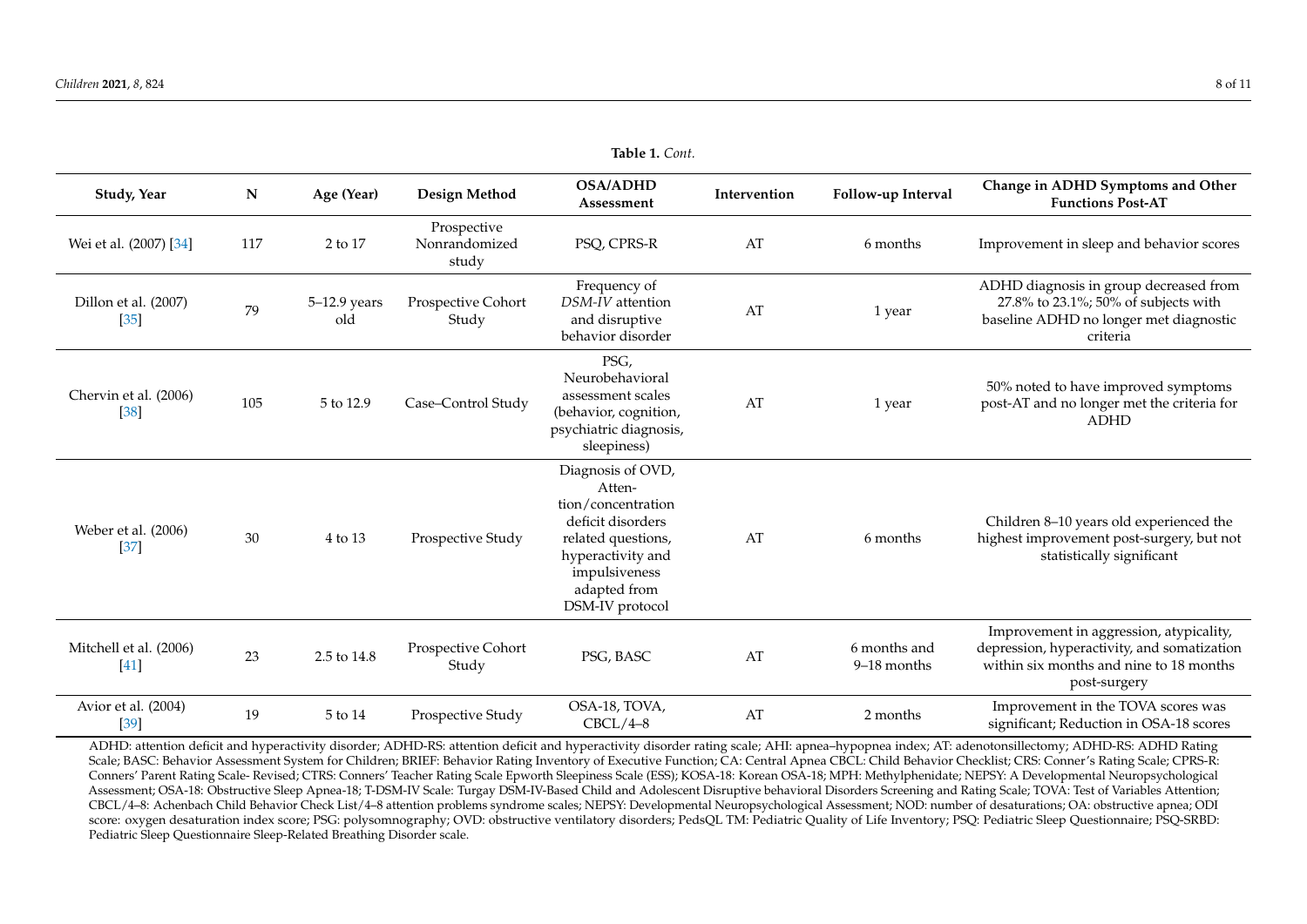**Table 1.** *Cont.*

| Study, Year | N | Age (Year) | Design Method | OSA/ADHD Assessment | Intervention | Follow-up Interval | Change in ADHD Symptoms and Other Functions Post-AT |
|---|---|---|---|---|---|---|---|
| Wei et al. (2007) [34] | 117 | 2 to 17 | Prospective Nonrandomized study | PSQ, CPRS-R | AT | 6 months | Improvement in sleep and behavior scores |
| Dillon et al. (2007) [35] | 79 | 5–12.9 years old | Prospective Cohort Study | Frequency of *DSM-IV* attention and disruptive behavior disorder | AT | 1 year | ADHD diagnosis in group decreased from 27.8% to 23.1%; 50% of subjects with baseline ADHD no longer met diagnostic criteria |
| Chervin et al. (2006) [38] | 105 | 5 to 12.9 | Case–Control Study | PSG, Neurobehavioral assessment scales (behavior, cognition, psychiatric diagnosis, sleepiness) | AT | 1 year | 50% noted to have improved symptoms post-AT and no longer met the criteria for ADHD |
| Weber et al. (2006) [37] | 30 | 4 to 13 | Prospective Study | Diagnosis of OVD, Attention/concentration deficit disorders related questions, hyperactivity and impulsiveness adapted from DSM-IV protocol | AT | 6 months | Children 8–10 years old experienced the highest improvement post-surgery, but not statistically significant |
| Mitchell et al. (2006) [41] | 23 | 2.5 to 14.8 | Prospective Cohort Study | PSG, BASC | AT | 6 months and 9–18 months | Improvement in aggression, atypicality, depression, hyperactivity, and somatization within six months and nine to 18 months post-surgery |
| Avior et al. (2004) [39] | 19 | 5 to 14 | Prospective Study | OSA-18, TOVA, CBCL/4–8 | AT | 2 months | Improvement in the TOVA scores was significant; Reduction in OSA-18 scores |

ADHD: attention deficit and hyperactivity disorder; ADHD-RS: attention deficit and hyperactivity disorder rating scale; AHI: apnea–hypopnea index; AT: adenotonsillectomy; ADHD-RS: ADHD Rating Scale; BASC: Behavior Assessment System for Children; BRIEF: Behavior Rating Inventory of Executive Function; CA: Central Apnea CBCL: Child Behavior Checklist; CRS: Conner's Rating Scale; CPRS-R: Conners' Parent Rating Scale- Revised; CTRS: Conners' Teacher Rating Scale Epworth Sleepiness Scale (ESS); KOSA-18: Korean OSA-18; MPH: Methylphenidate; NEPSY: A Developmental Neuropsychological Assessment; OSA-18: Obstructive Sleep Apnea-18; T-DSM-IV Scale: Turgay DSM-IV-Based Child and Adolescent Disruptive behavioral Disorders Screening and Rating Scale; TOVA: Test of Variables Attention; CBCL/4–8: Achenbach Child Behavior Check List/4–8 attention problems syndrome scales; NEPSY: Developmental Neuropsychological Assessment; NOD: number of desaturations; OA: obstructive apnea; ODI score: oxygen desaturation index score; PSG: polysomnography; OVD: obstructive ventilatory disorders; PedsQL TM: Pediatric Quality of Life Inventory; PSQ: Pediatric Sleep Questionnaire; PSQ-SRBD: Pediatric Sleep Questionnaire Sleep-Related Breathing Disorder scale.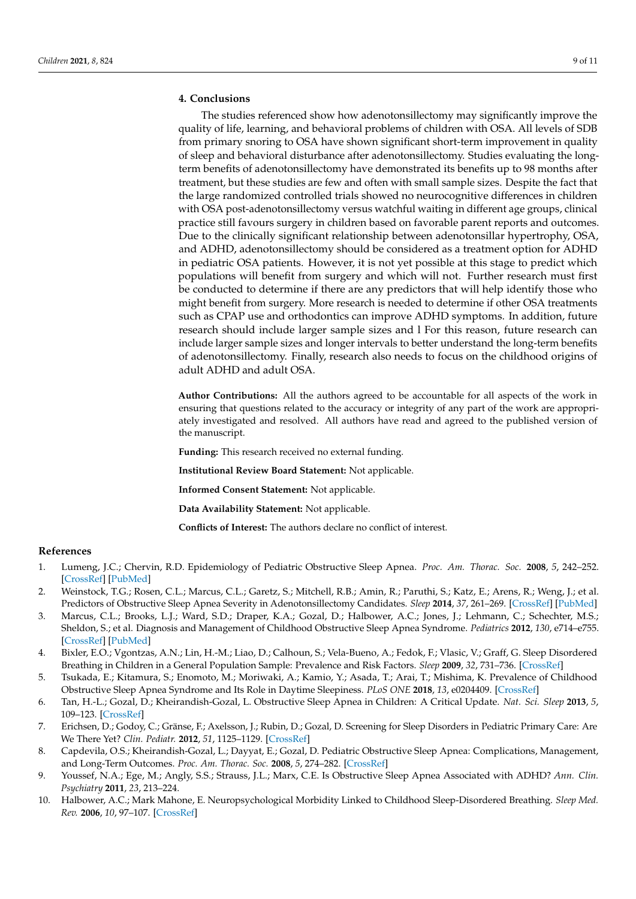## 4. Conclusions

The studies referenced show how adenotonsillectomy may significantly improve the quality of life, learning, and behavioral problems of children with OSA. All levels of SDB from primary snoring to OSA have shown significant short-term improvement in quality of sleep and behavioral disturbance after adenotonsillectomy. Studies evaluating the long-term benefits of adenotonsillectomy have demonstrated its benefits up to 98 months after treatment, but these studies are few and often with small sample sizes. Despite the fact that the large randomized controlled trials showed no neurocognitive differences in children with OSA post-adenotonsillectomy versus watchful waiting in different age groups, clinical practice still favours surgery in children based on favorable parent reports and outcomes. Due to the clinically significant relationship between adenotonsillar hypertrophy, OSA, and ADHD, adenotonsillectomy should be considered as a treatment option for ADHD in pediatric OSA patients. However, it is not yet possible at this stage to predict which populations will benefit from surgery and which will not. Further research must first be conducted to determine if there are any predictors that will help identify those who might benefit from surgery. More research is needed to determine if other OSA treatments such as CPAP use and orthodontics can improve ADHD symptoms. In addition, future research should include larger sample sizes and l For this reason, future research can include larger sample sizes and longer intervals to better understand the long-term benefits of adenotonsillectomy. Finally, research also needs to focus on the childhood origins of adult ADHD and adult OSA.

**Author Contributions:** All the authors agreed to be accountable for all aspects of the work in ensuring that questions related to the accuracy or integrity of any part of the work are appropriately investigated and resolved. All authors have read and agreed to the published version of the manuscript.

**Funding:** This research received no external funding.

**Institutional Review Board Statement:** Not applicable.

**Informed Consent Statement:** Not applicable.

**Data Availability Statement:** Not applicable.

**Conflicts of Interest:** The authors declare no conflict of interest.

## References

1. Lumeng, J.C.; Chervin, R.D. Epidemiology of Pediatric Obstructive Sleep Apnea. *Proc. Am. Thorac. Soc.* **2008**, *5*, 242–252. [CrossRef] [PubMed]
2. Weinstock, T.G.; Rosen, C.L.; Marcus, C.L.; Garetz, S.; Mitchell, R.B.; Amin, R.; Paruthi, S.; Katz, E.; Arens, R.; Weng, J.; et al. Predictors of Obstructive Sleep Apnea Severity in Adenotonsillectomy Candidates. *Sleep* **2014**, *37*, 261–269. [CrossRef] [PubMed]
3. Marcus, C.L.; Brooks, L.J.; Ward, S.D.; Draper, K.A.; Gozal, D.; Halbower, A.C.; Jones, J.; Lehmann, C.; Schechter, M.S.; Sheldon, S.; et al. Diagnosis and Management of Childhood Obstructive Sleep Apnea Syndrome. *Pediatrics* **2012**, *130*, e714–e755. [CrossRef] [PubMed]
4. Bixler, E.O.; Vgontzas, A.N.; Lin, H.-M.; Liao, D.; Calhoun, S.; Vela-Bueno, A.; Fedok, F.; Vlasic, V.; Graff, G. Sleep Disordered Breathing in Children in a General Population Sample: Prevalence and Risk Factors. *Sleep* **2009**, *32*, 731–736. [CrossRef]
5. Tsukada, E.; Kitamura, S.; Enomoto, M.; Moriwaki, A.; Kamio, Y.; Asada, T.; Arai, T.; Mishima, K. Prevalence of Childhood Obstructive Sleep Apnea Syndrome and Its Role in Daytime Sleepiness. *PLoS ONE* **2018**, *13*, e0204409. [CrossRef]
6. Tan, H.-L.; Gozal, D.; Kheirandish-Gozal, L. Obstructive Sleep Apnea in Children: A Critical Update. *Nat. Sci. Sleep* **2013**, *5*, 109–123. [CrossRef]
7. Erichsen, D.; Godoy, C.; Gränse, F.; Axelsson, J.; Rubin, D.; Gozal, D. Screening for Sleep Disorders in Pediatric Primary Care: Are We There Yet? *Clin. Pediatr.* **2012**, *51*, 1125–1129. [CrossRef]
8. Capdevila, O.S.; Kheirandish-Gozal, L.; Dayyat, E.; Gozal, D. Pediatric Obstructive Sleep Apnea: Complications, Management, and Long-Term Outcomes. *Proc. Am. Thorac. Soc.* **2008**, *5*, 274–282. [CrossRef]
9. Youssef, N.A.; Ege, M.; Angly, S.S.; Strauss, J.L.; Marx, C.E. Is Obstructive Sleep Apnea Associated with ADHD? *Ann. Clin. Psychiatry* **2011**, *23*, 213–224.
10. Halbower, A.C.; Mark Mahone, E. Neuropsychological Morbidity Linked to Childhood Sleep-Disordered Breathing. *Sleep Med. Rev.* **2006**, *10*, 97–107. [CrossRef]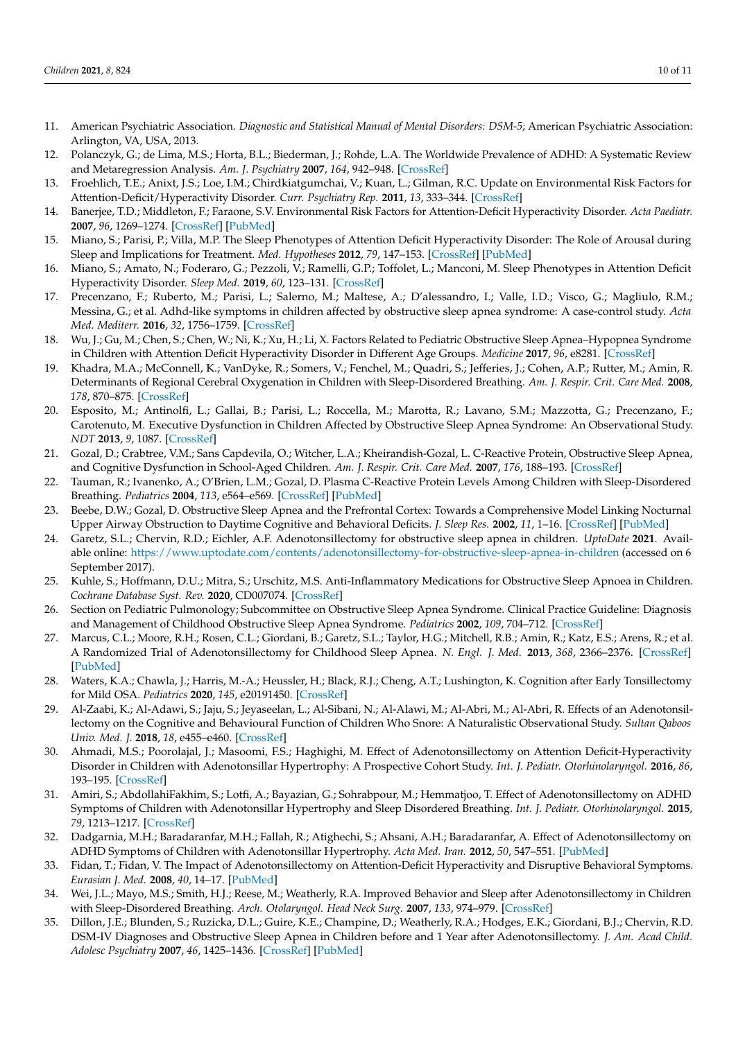11. American Psychiatric Association. *Diagnostic and Statistical Manual of Mental Disorders: DSM-5*; American Psychiatric Association: Arlington, VA, USA, 2013.
12. Polanczyk, G.; de Lima, M.S.; Horta, B.L.; Biederman, J.; Rohde, L.A. The Worldwide Prevalence of ADHD: A Systematic Review and Metaregression Analysis. *Am. J. Psychiatry* **2007**, *164*, 942–948. [CrossRef]
13. Froehlich, T.E.; Anixt, J.S.; Loe, I.M.; Chirdkiatgumchai, V.; Kuan, L.; Gilman, R.C. Update on Environmental Risk Factors for Attention-Deficit/Hyperactivity Disorder. *Curr. Psychiatry Rep.* **2011**, *13*, 333–344. [CrossRef]
14. Banerjee, T.D.; Middleton, F.; Faraone, S.V. Environmental Risk Factors for Attention-Deficit Hyperactivity Disorder. *Acta Paediatr.* **2007**, *96*, 1269–1274. [CrossRef] [PubMed]
15. Miano, S.; Parisi, P.; Villa, M.P. The Sleep Phenotypes of Attention Deficit Hyperactivity Disorder: The Role of Arousal during Sleep and Implications for Treatment. *Med. Hypotheses* **2012**, *79*, 147–153. [CrossRef] [PubMed]
16. Miano, S.; Amato, N.; Foderaro, G.; Pezzoli, V.; Ramelli, G.P.; Toffolet, L.; Manconi, M. Sleep Phenotypes in Attention Deficit Hyperactivity Disorder. *Sleep Med.* **2019**, *60*, 123–131. [CrossRef]
17. Precenzano, F.; Ruberto, M.; Parisi, L.; Salerno, M.; Maltese, A.; D'alessandro, I.; Valle, I.D.; Visco, G.; Magliulo, R.M.; Messina, G.; et al. Adhd-like symptoms in children affected by obstructive sleep apnea syndrome: A case-control study. *Acta Med. Mediterr.* **2016**, *32*, 1756–1759. [CrossRef]
18. Wu, J.; Gu, M.; Chen, S.; Chen, W.; Ni, K.; Xu, H.; Li, X. Factors Related to Pediatric Obstructive Sleep Apnea–Hypopnea Syndrome in Children with Attention Deficit Hyperactivity Disorder in Different Age Groups. *Medicine* **2017**, *96*, e8281. [CrossRef]
19. Khadra, M.A.; McConnell, K.; VanDyke, R.; Somers, V.; Fenchel, M.; Quadri, S.; Jefferies, J.; Cohen, A.P.; Rutter, M.; Amin, R. Determinants of Regional Cerebral Oxygenation in Children with Sleep-Disordered Breathing. *Am. J. Respir. Crit. Care Med.* **2008**, *178*, 870–875. [CrossRef]
20. Esposito, M.; Antinolfi, L.; Gallai, B.; Parisi, L.; Roccella, M.; Marotta, R.; Lavano, S.M.; Mazzotta, G.; Precenzano, F.; Carotenuto, M. Executive Dysfunction in Children Affected by Obstructive Sleep Apnea Syndrome: An Observational Study. *NDT* **2013**, *9*, 1087. [CrossRef]
21. Gozal, D.; Crabtree, V.M.; Sans Capdevila, O.; Witcher, L.A.; Kheirandish-Gozal, L. C-Reactive Protein, Obstructive Sleep Apnea, and Cognitive Dysfunction in School-Aged Children. *Am. J. Respir. Crit. Care Med.* **2007**, *176*, 188–193. [CrossRef]
22. Tauman, R.; Ivanenko, A.; O'Brien, L.M.; Gozal, D. Plasma C-Reactive Protein Levels Among Children with Sleep-Disordered Breathing. *Pediatrics* **2004**, *113*, e564–e569. [CrossRef] [PubMed]
23. Beebe, D.W.; Gozal, D. Obstructive Sleep Apnea and the Prefrontal Cortex: Towards a Comprehensive Model Linking Nocturnal Upper Airway Obstruction to Daytime Cognitive and Behavioral Deficits. *J. Sleep Res.* **2002**, *11*, 1–16. [CrossRef] [PubMed]
24. Garetz, S.L.; Chervin, R.D.; Eichler, A.F. Adenotonsillectomy for obstructive sleep apnea in children. *UptoDate* **2021**. Available online: https://www.uptodate.com/contents/adenotonsillectomy-for-obstructive-sleep-apnea-in-children (accessed on 6 September 2017).
25. Kuhle, S.; Hoffmann, D.U.; Mitra, S.; Urschitz, M.S. Anti-Inflammatory Medications for Obstructive Sleep Apnoea in Children. *Cochrane Database Syst. Rev.* **2020**, CD007074. [CrossRef]
26. Section on Pediatric Pulmonology; Subcommittee on Obstructive Sleep Apnea Syndrome. Clinical Practice Guideline: Diagnosis and Management of Childhood Obstructive Sleep Apnea Syndrome. *Pediatrics* **2002**, *109*, 704–712. [CrossRef]
27. Marcus, C.L.; Moore, R.H.; Rosen, C.L.; Giordani, B.; Garetz, S.L.; Taylor, H.G.; Mitchell, R.B.; Amin, R.; Katz, E.S.; Arens, R.; et al. A Randomized Trial of Adenotonsillectomy for Childhood Sleep Apnea. *N. Engl. J. Med.* **2013**, *368*, 2366–2376. [CrossRef] [PubMed]
28. Waters, K.A.; Chawla, J.; Harris, M.-A.; Heussler, H.; Black, R.J.; Cheng, A.T.; Lushington, K. Cognition after Early Tonsillectomy for Mild OSA. *Pediatrics* **2020**, *145*, e20191450. [CrossRef]
29. Al-Zaabi, K.; Al-Adawi, S.; Jaju, S.; Jeyaseelan, L.; Al-Sibani, N.; Al-Alawi, M.; Al-Abri, M.; Al-Abri, R. Effects of an Adenotonsillectomy on the Cognitive and Behavioural Function of Children Who Snore: A Naturalistic Observational Study. *Sultan Qaboos Univ. Med. J.* **2018**, *18*, e455–e460. [CrossRef]
30. Ahmadi, M.S.; Poorolajal, J.; Masoomi, F.S.; Haghighi, M. Effect of Adenotonsillectomy on Attention Deficit-Hyperactivity Disorder in Children with Adenotonsillar Hypertrophy: A Prospective Cohort Study. *Int. J. Pediatr. Otorhinolaryngol.* **2016**, *86*, 193–195. [CrossRef]
31. Amiri, S.; AbdollahiFakhim, S.; Lotfi, A.; Bayazian, G.; Sohrabpour, M.; Hemmatjoo, T. Effect of Adenotonsillectomy on ADHD Symptoms of Children with Adenotonsillar Hypertrophy and Sleep Disordered Breathing. *Int. J. Pediatr. Otorhinolaryngol.* **2015**, *79*, 1213–1217. [CrossRef]
32. Dadgarnia, M.H.; Baradaranfar, M.H.; Fallah, R.; Atighechi, S.; Ahsani, A.H.; Baradaranfar, A. Effect of Adenotonsillectomy on ADHD Symptoms of Children with Adenotonsillar Hypertrophy. *Acta Med. Iran.* **2012**, *50*, 547–551. [PubMed]
33. Fidan, T.; Fidan, V. The Impact of Adenotonsillectomy on Attention-Deficit Hyperactivity and Disruptive Behavioral Symptoms. *Eurasian J. Med.* **2008**, *40*, 14–17. [PubMed]
34. Wei, J.L.; Mayo, M.S.; Smith, H.J.; Reese, M.; Weatherly, R.A. Improved Behavior and Sleep after Adenotonsillectomy in Children with Sleep-Disordered Breathing. *Arch. Otolaryngol. Head Neck Surg.* **2007**, *133*, 974–979. [CrossRef]
35. Dillon, J.E.; Blunden, S.; Ruzicka, D.L.; Guire, K.E.; Champine, D.; Weatherly, R.A.; Hodges, E.K.; Giordani, B.J.; Chervin, R.D. DSM-IV Diagnoses and Obstructive Sleep Apnea in Children before and 1 Year after Adenotonsillectomy. *J. Am. Acad Child. Adolesc Psychiatry* **2007**, *46*, 1425–1436. [CrossRef] [PubMed]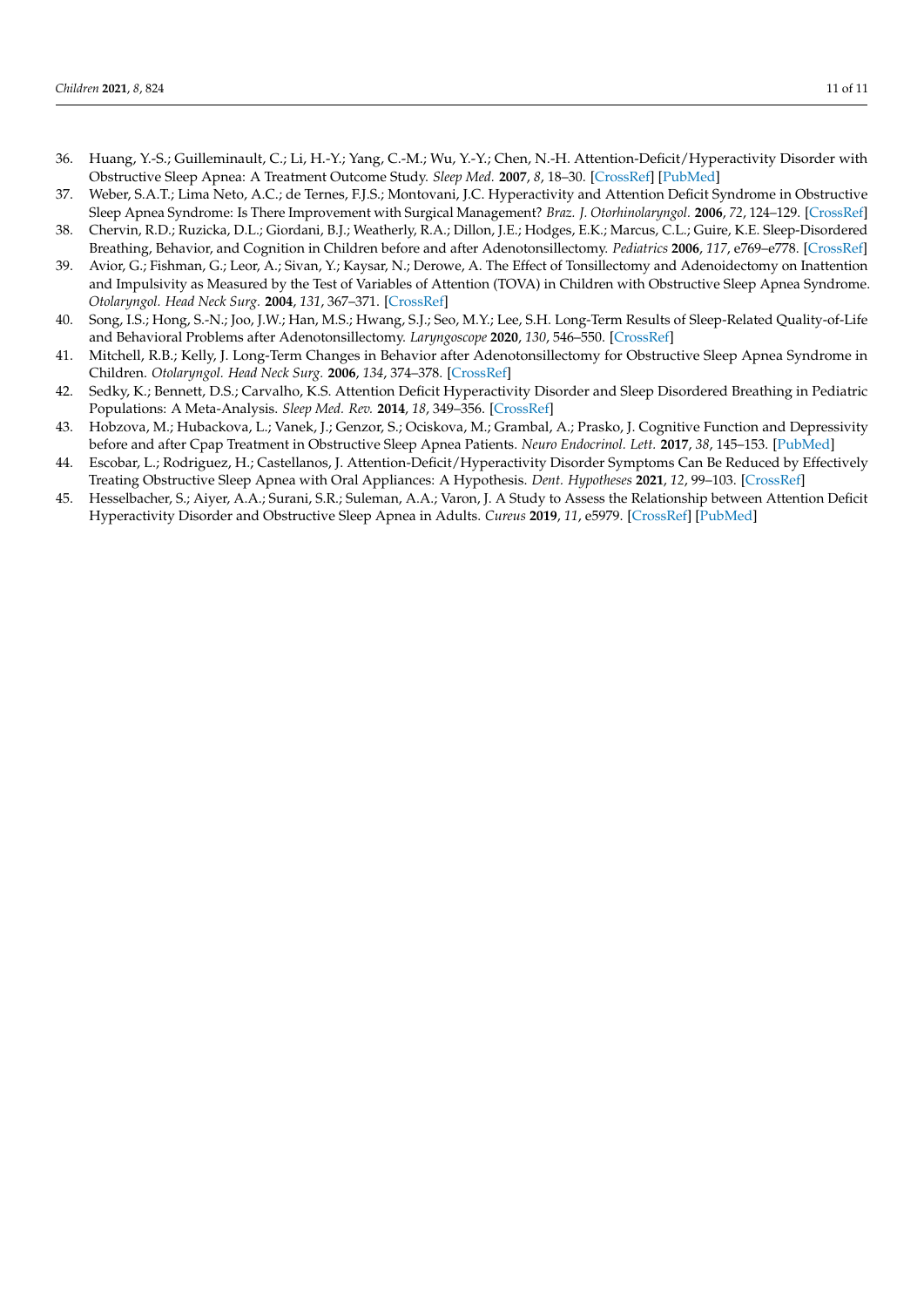36. Huang, Y.-S.; Guilleminault, C.; Li, H.-Y.; Yang, C.-M.; Wu, Y.-Y.; Chen, N.-H. Attention-Deficit/Hyperactivity Disorder with Obstructive Sleep Apnea: A Treatment Outcome Study. *Sleep Med.* **2007**, *8*, 18–30. [CrossRef] [PubMed]
37. Weber, S.A.T.; Lima Neto, A.C.; de Ternes, F.J.S.; Montovani, J.C. Hyperactivity and Attention Deficit Syndrome in Obstructive Sleep Apnea Syndrome: Is There Improvement with Surgical Management? *Braz. J. Otorhinolaryngol.* **2006**, *72*, 124–129. [CrossRef]
38. Chervin, R.D.; Ruzicka, D.L.; Giordani, B.J.; Weatherly, R.A.; Dillon, J.E.; Hodges, E.K.; Marcus, C.L.; Guire, K.E. Sleep-Disordered Breathing, Behavior, and Cognition in Children before and after Adenotonsillectomy. *Pediatrics* **2006**, *117*, e769–e778. [CrossRef]
39. Avior, G.; Fishman, G.; Leor, A.; Sivan, Y.; Kaysar, N.; Derowe, A. The Effect of Tonsillectomy and Adenoidectomy on Inattention and Impulsivity as Measured by the Test of Variables of Attention (TOVA) in Children with Obstructive Sleep Apnea Syndrome. *Otolaryngol. Head Neck Surg.* **2004**, *131*, 367–371. [CrossRef]
40. Song, I.S.; Hong, S.-N.; Joo, J.W.; Han, M.S.; Hwang, S.J.; Seo, M.Y.; Lee, S.H. Long-Term Results of Sleep-Related Quality-of-Life and Behavioral Problems after Adenotonsillectomy. *Laryngoscope* **2020**, *130*, 546–550. [CrossRef]
41. Mitchell, R.B.; Kelly, J. Long-Term Changes in Behavior after Adenotonsillectomy for Obstructive Sleep Apnea Syndrome in Children. *Otolaryngol. Head Neck Surg.* **2006**, *134*, 374–378. [CrossRef]
42. Sedky, K.; Bennett, D.S.; Carvalho, K.S. Attention Deficit Hyperactivity Disorder and Sleep Disordered Breathing in Pediatric Populations: A Meta-Analysis. *Sleep Med. Rev.* **2014**, *18*, 349–356. [CrossRef]
43. Hobzova, M.; Hubackova, L.; Vanek, J.; Genzor, S.; Ociskova, M.; Grambal, A.; Prasko, J. Cognitive Function and Depressivity before and after Cpap Treatment in Obstructive Sleep Apnea Patients. *Neuro Endocrinol. Lett.* **2017**, *38*, 145–153. [PubMed]
44. Escobar, L.; Rodriguez, H.; Castellanos, J. Attention-Deficit/Hyperactivity Disorder Symptoms Can Be Reduced by Effectively Treating Obstructive Sleep Apnea with Oral Appliances: A Hypothesis. *Dent. Hypotheses* **2021**, *12*, 99–103. [CrossRef]
45. Hesselbacher, S.; Aiyer, A.A.; Surani, S.R.; Suleman, A.A.; Varon, J. A Study to Assess the Relationship between Attention Deficit Hyperactivity Disorder and Obstructive Sleep Apnea in Adults. *Cureus* **2019**, *11*, e5979. [CrossRef] [PubMed]